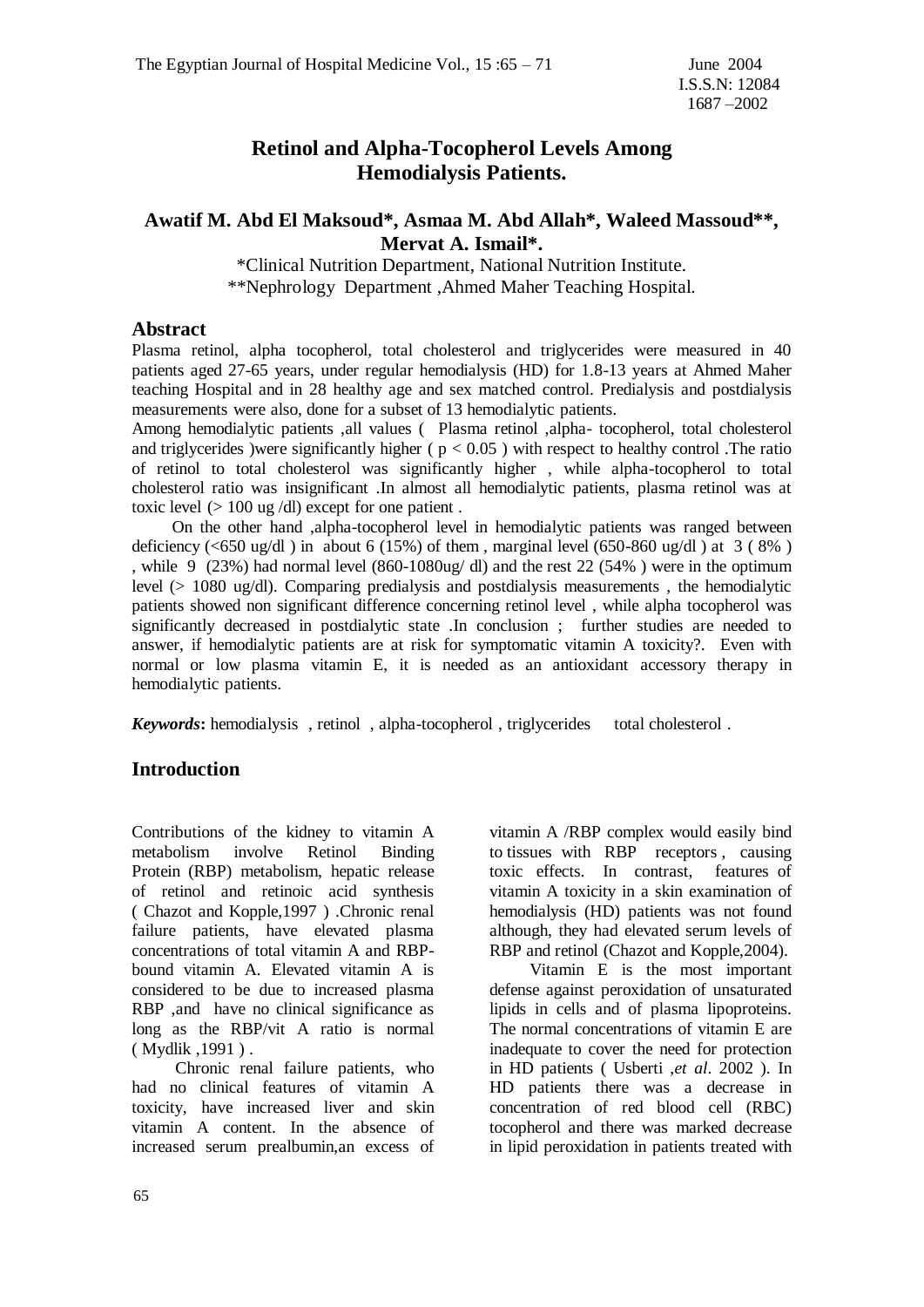# Retinol and Alpha-Tocopherol Levels Among Hemodialysis Patients.

**Awatif M. Abd El Maksoud\*, Asmaa M. Abd Allah\*, Waleed Massoud\*\*, Mervat A. Ismail\*.**

\*Clinical Nutrition Department, National Nutrition Institute.
\*\*Nephrology Department ,Ahmed Maher Teaching Hospital.

## Abstract

Plasma retinol, alpha tocopherol, total cholesterol and triglycerides were measured in 40 patients aged 27-65 years, under regular hemodialysis (HD) for 1.8-13 years at Ahmed Maher teaching Hospital and in 28 healthy age and sex matched control. Predialysis and postdialysis measurements were also, done for a subset of 13 hemodialytic patients.

Among hemodialytic patients ,all values ( Plasma retinol ,alpha- tocopherol, total cholesterol and triglycerides )were significantly higher ( $p < 0.05$ ) with respect to healthy control .The ratio of retinol to total cholesterol was significantly higher , while alpha-tocopherol to total cholesterol ratio was insignificant .In almost all hemodialytic patients, plasma retinol was at toxic level (> 100 ug /dl) except for one patient .

On the other hand ,alpha-tocopherol level in hemodialytic patients was ranged between deficiency (<650 ug/dl ) in about 6 (15%) of them , marginal level (650-860 ug/dl ) at 3 ( 8% ) , while 9 (23%) had normal level (860-1080ug/ dl) and the rest 22 (54% ) were in the optimum level (> 1080 ug/dl). Comparing predialysis and postdialysis measurements , the hemodialytic patients showed non significant difference concerning retinol level , while alpha tocopherol was significantly decreased in postdialytic state .In conclusion ; further studies are needed to answer, if hemodialytic patients are at risk for symptomatic vitamin A toxicity?. Even with normal or low plasma vitamin E, it is needed as an antioxidant accessory therapy in hemodialytic patients.

***Keywords*:** hemodialysis , retinol , alpha-tocopherol , triglycerides total cholesterol .

## Introduction

Contributions of the kidney to vitamin A metabolism involve Retinol Binding Protein (RBP) metabolism, hepatic release of retinol and retinoic acid synthesis ( Chazot and Kopple,1997 ) .Chronic renal failure patients, have elevated plasma concentrations of total vitamin A and RBP-bound vitamin A. Elevated vitamin A is considered to be due to increased plasma RBP ,and have no clinical significance as long as the RBP/vit A ratio is normal ( Mydlik ,1991 ) .

Chronic renal failure patients, who had no clinical features of vitamin A toxicity, have increased liver and skin vitamin A content. In the absence of increased serum prealbumin,an excess of vitamin A /RBP complex would easily bind to tissues with RBP receptors , causing toxic effects. In contrast, features of vitamin A toxicity in a skin examination of hemodialysis (HD) patients was not found although, they had elevated serum levels of RBP and retinol (Chazot and Kopple,2004).

Vitamin E is the most important defense against peroxidation of unsaturated lipids in cells and of plasma lipoproteins. The normal concentrations of vitamin E are inadequate to cover the need for protection in HD patients ( Usberti ,*et al*. 2002 ). In HD patients there was a decrease in concentration of red blood cell (RBC) tocopherol and there was marked decrease in lipid peroxidation in patients treated with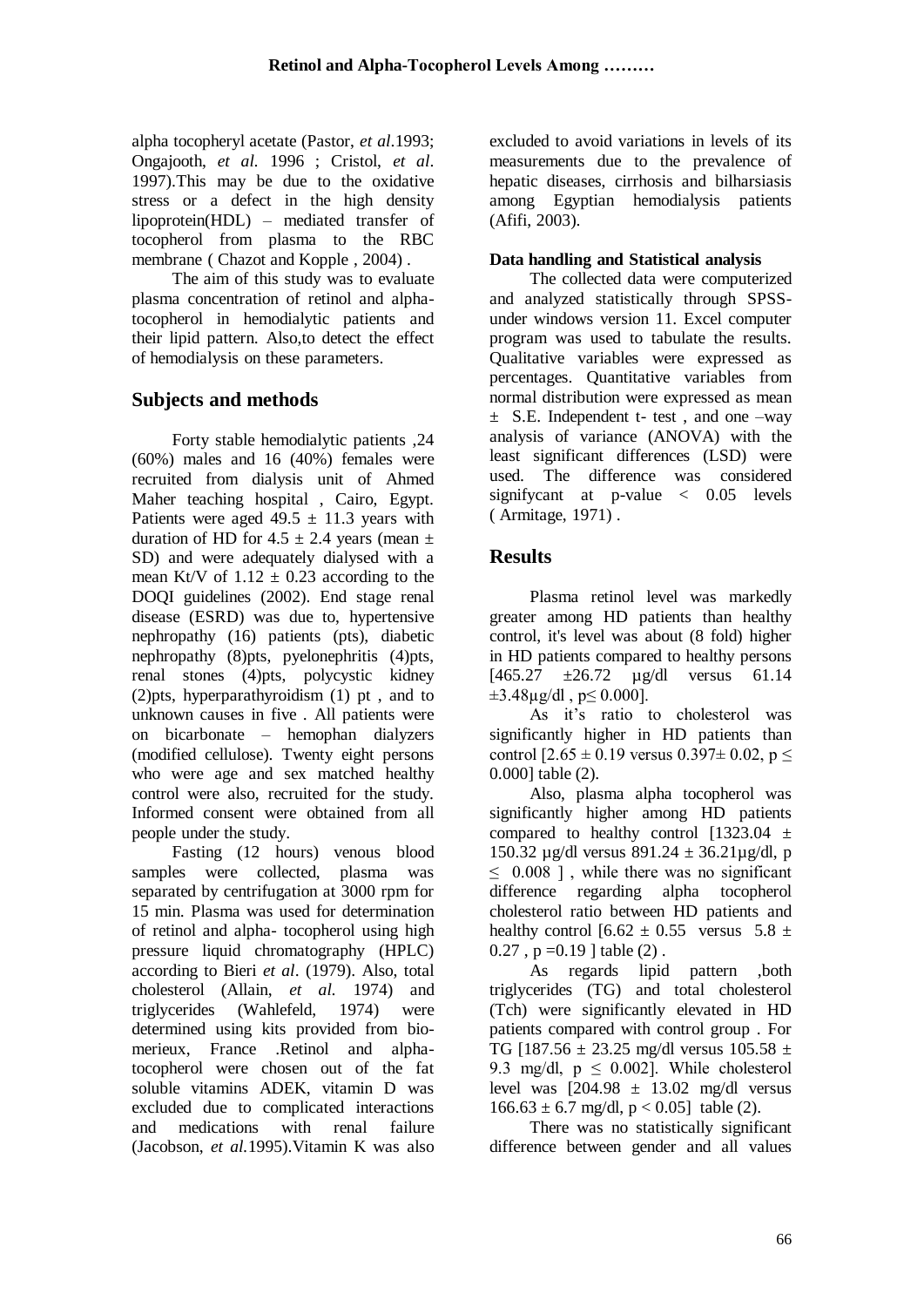alpha tocopheryl acetate (Pastor, *et al*.1993; Ongajooth, *et al.* 1996 ; Cristol, *et al*. 1997).This may be due to the oxidative stress or a defect in the high density lipoprotein(HDL) – mediated transfer of tocopherol from plasma to the RBC membrane ( Chazot and Kopple , 2004) .

The aim of this study was to evaluate plasma concentration of retinol and alpha-tocopherol in hemodialytic patients and their lipid pattern. Also,to detect the effect of hemodialysis on these parameters.

## Subjects and methods

Forty stable hemodialytic patients ,24 (60%) males and 16 (40%) females were recruited from dialysis unit of Ahmed Maher teaching hospital , Cairo, Egypt. Patients were aged $49.5 \pm 11.3$ years with duration of HD for $4.5 \pm 2.4$ years (mean $\pm$ SD) and were adequately dialysed with a mean Kt/V of $1.12 \pm 0.23$ according to the DOQI guidelines (2002). End stage renal disease (ESRD) was due to, hypertensive nephropathy (16) patients (pts), diabetic nephropathy (8)pts, pyelonephritis (4)pts, renal stones (4)pts, polycystic kidney (2)pts, hyperparathyroidism (1) pt , and to unknown causes in five . All patients were on bicarbonate – hemophan dialyzers (modified cellulose). Twenty eight persons who were age and sex matched healthy control were also, recruited for the study. Informed consent were obtained from all people under the study.

Fasting (12 hours) venous blood samples were collected, plasma was separated by centrifugation at 3000 rpm for 15 min. Plasma was used for determination of retinol and alpha- tocopherol using high pressure liquid chromatography (HPLC) according to Bieri *et al*. (1979). Also, total cholesterol (Allain, *et al.* 1974) and triglycerides (Wahlefeld, 1974) were determined using kits provided from bio-merieux, France .Retinol and alpha-tocopherol were chosen out of the fat soluble vitamins ADEK, vitamin D was excluded due to complicated interactions and medications with renal failure (Jacobson, *et al.*1995).Vitamin K was also excluded to avoid variations in levels of its measurements due to the prevalence of hepatic diseases, cirrhosis and bilharsiasis among Egyptian hemodialysis patients (Afifi, 2003).

**Data handling and Statistical analysis**

The collected data were computerized and analyzed statistically through SPSS-under windows version 11. Excel computer program was used to tabulate the results. Qualitative variables were expressed as percentages. Quantitative variables from normal distribution were expressed as mean $\pm$ S.E. Independent t- test , and one –way analysis of variance (ANOVA) with the least significant differences (LSD) were used. The difference was considered signifycant at p-value < 0.05 levels ( Armitage, 1971) .

## Results

Plasma retinol level was markedly greater among HD patients than healthy control, it's level was about (8 fold) higher in HD patients compared to healthy persons [$465.27 \pm 26.72$ µg/dl versus $61.14 \pm 3.48$µg/dl , $p \leq 0.000$].

As it's ratio to cholesterol was significantly higher in HD patients than control [$2.65 \pm 0.19$ versus $0.397 \pm 0.02$, $p \leq 0.000$] table (2).

Also, plasma alpha tocopherol was significantly higher among HD patients compared to healthy control [$1323.04 \pm 150.32$ µg/dl versus $891.24 \pm 36.21$µg/dl, $p \leq 0.008$ ] , while there was no significant difference regarding alpha tocopherol cholesterol ratio between HD patients and healthy control [$6.62 \pm 0.55$ versus $5.8 \pm 0.27$ , $p = 0.19$ ] table (2) .

As regards lipid pattern ,both triglycerides (TG) and total cholesterol (Tch) were significantly elevated in HD patients compared with control group . For TG [$187.56 \pm 23.25$ mg/dl versus $105.58 \pm 9.3$ mg/dl, $p \leq 0.002$]. While cholesterol level was [$204.98 \pm 13.02$ mg/dl versus $166.63 \pm 6.7$ mg/dl, $p < 0.05$] table (2).

There was no statistically significant difference between gender and all values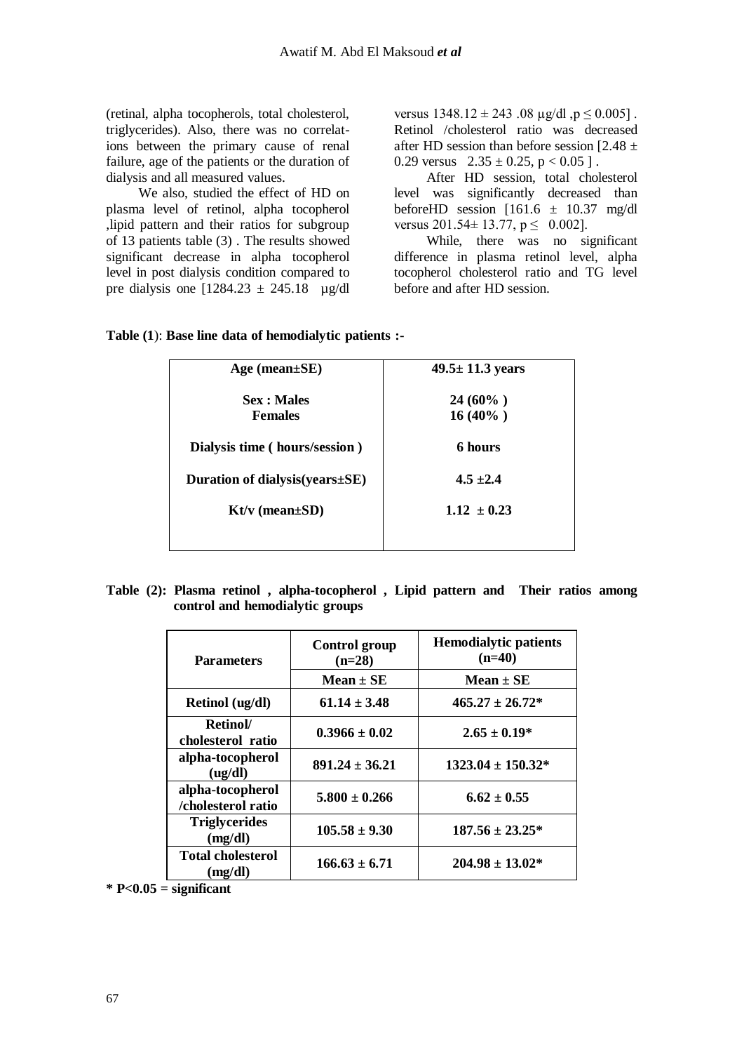(retinal, alpha tocopherols, total cholesterol, triglycerides). Also, there was no correlations between the primary cause of renal failure, age of the patients or the duration of dialysis and all measured values.

We also, studied the effect of HD on plasma level of retinol, alpha tocopherol ,lipid pattern and their ratios for subgroup of 13 patients table (3) . The results showed significant decrease in alpha tocopherol level in post dialysis condition compared to pre dialysis one [1284.23 ± 245.18 µg/dl versus 1348.12 ± 243 .08 µg/dl ,p ≤ 0.005] . Retinol /cholesterol ratio was decreased after HD session than before session [2.48 ± 0.29 versus 2.35 ± 0.25, p < 0.05 ] .

After HD session, total cholesterol level was significantly decreased than beforeHD session [161.6 ± 10.37 mg/dl versus 201.54± 13.77, p ≤ 0.002].

While, there was no significant difference in plasma retinol level, alpha tocopherol cholesterol ratio and TG level before and after HD session.

**Table (1)**: **Base line data of hemodialytic patients :-**

| | |
|---|---|
| **Age (mean±SE)** | **49.5± 11.3 years** |
| **Sex : Males** | **24 (60% )** |
| **Females** | **16 (40% )** |
| **Dialysis time ( hours/session )** | **6 hours** |
| **Duration of dialysis(years±SE)** | **4.5 ±2.4** |
| **Kt/v (mean±SD)** | **1.12 ± 0.23** |

**Table (2): Plasma retinol , alpha-tocopherol , Lipid pattern and Their ratios among control and hemodialytic groups**

| **Parameters** | **Control group (n=28)** | **Hemodialytic patients (n=40)** |
|---|---|---|
| | **Mean ± SE** | **Mean ± SE** |
| **Retinol (ug/dl)** | **61.14 ± 3.48** | **465.27 ± 26.72*** |
| **Retinol/ cholesterol ratio** | **0.3966 ± 0.02** | **2.65 ± 0.19*** |
| **alpha-tocopherol (ug/dl)** | **891.24 ± 36.21** | **1323.04 ± 150.32*** |
| **alpha-tocopherol /cholesterol ratio** | **5.800 ± 0.266** | **6.62 ± 0.55** |
| **Triglycerides (mg/dl)** | **105.58 ± 9.30** | **187.56 ± 23.25*** |
| **Total cholesterol (mg/dl)** | **166.63 ± 6.71** | **204.98 ± 13.02*** |

**\* P<0.05 = significant**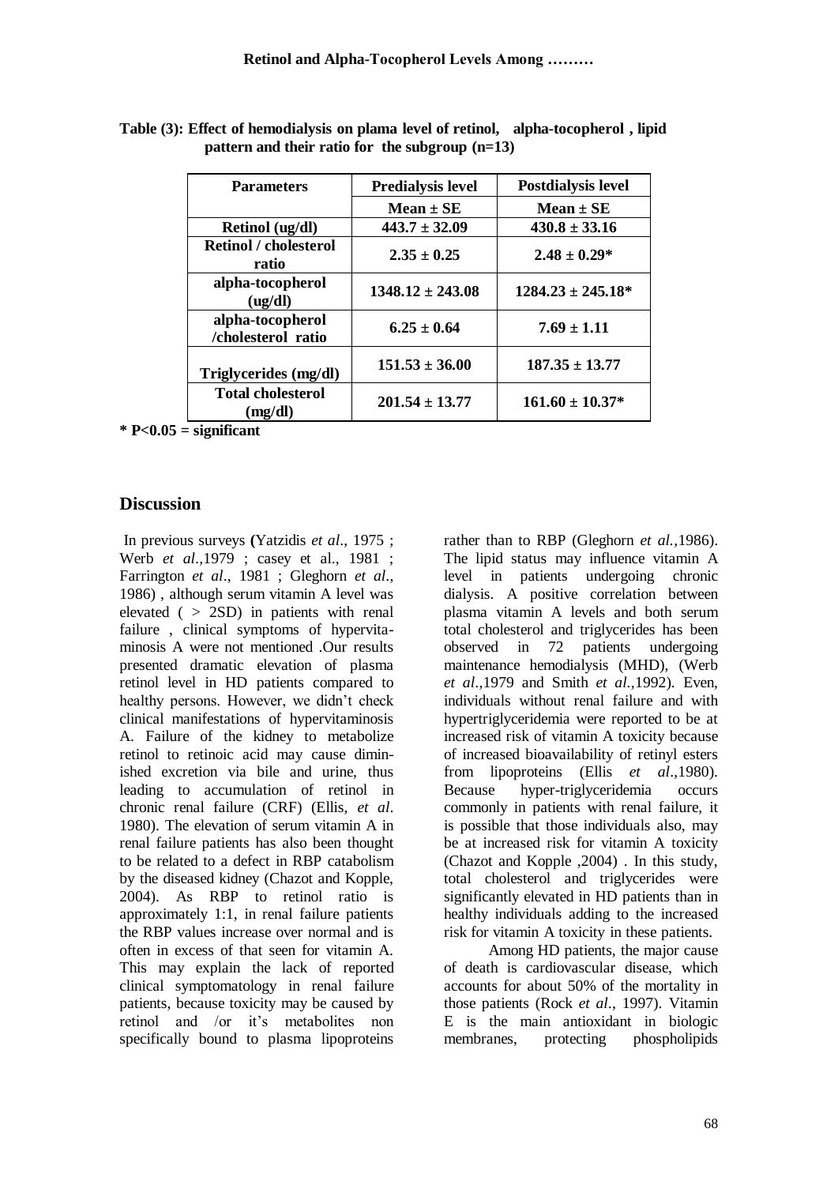**Table (3): Effect of hemodialysis on plama level of retinol, alpha-tocopherol , lipid pattern and their ratio for the subgroup (n=13)**

| Parameters | Predialysis level | Postdialysis level |
|---|---|---|
| | Mean ± SE | Mean ± SE |
| Retinol (ug/dl) | 443.7 ± 32.09 | 430.8 ± 33.16 |
| Retinol / cholesterol ratio | 2.35 ± 0.25 | 2.48 ± 0.29* |
| alpha-tocopherol (ug/dl) | 1348.12 ± 243.08 | 1284.23 ± 245.18* |
| alpha-tocopherol /cholesterol ratio | 6.25 ± 0.64 | 7.69 ± 1.11 |
| Triglycerides (mg/dl) | 151.53 ± 36.00 | 187.35 ± 13.77 |
| Total cholesterol (mg/dl) | 201.54 ± 13.77 | 161.60 ± 10.37* |

**\* P<0.05 = significant**

## Discussion

In previous surveys **(**Yatzidis *et al*., 1975 ; Werb *et al*.,1979 ; casey et al., 1981 ; Farrington *et al*., 1981 ; Gleghorn *et al*., 1986) , although serum vitamin A level was elevated ( > 2SD) in patients with renal failure , clinical symptoms of hypervitaminosis A were not mentioned .Our results presented dramatic elevation of plasma retinol level in HD patients compared to healthy persons. However, we didn't check clinical manifestations of hypervitaminosis A. Failure of the kidney to metabolize retinol to retinoic acid may cause diminished excretion via bile and urine, thus leading to accumulation of retinol in chronic renal failure (CRF) (Ellis, *et al*. 1980). The elevation of serum vitamin A in renal failure patients has also been thought to be related to a defect in RBP catabolism by the diseased kidney (Chazot and Kopple, 2004). As RBP to retinol ratio is approximately 1:1, in renal failure patients the RBP values increase over normal and is often in excess of that seen for vitamin A. This may explain the lack of reported clinical symptomatology in renal failure patients, because toxicity may be caused by retinol and /or it's metabolites non specifically bound to plasma lipoproteins rather than to RBP (Gleghorn *et al.*,1986). The lipid status may influence vitamin A level in patients undergoing chronic dialysis. A positive correlation between plasma vitamin A levels and both serum total cholesterol and triglycerides has been observed in 72 patients undergoing maintenance hemodialysis (MHD), (Werb *et al*.,1979 and Smith *et al*.,1992). Even, individuals without renal failure and with hypertriglyceridemia were reported to be at increased risk of vitamin A toxicity because of increased bioavailability of retinyl esters from lipoproteins (Ellis *et al*.,1980). Because hyper-triglyceridemia occurs commonly in patients with renal failure, it is possible that those individuals also, may be at increased risk for vitamin A toxicity (Chazot and Kopple ,2004) . In this study, total cholesterol and triglycerides were significantly elevated in HD patients than in healthy individuals adding to the increased risk for vitamin A toxicity in these patients.

Among HD patients, the major cause of death is cardiovascular disease, which accounts for about 50% of the mortality in those patients (Rock *et al*., 1997). Vitamin E is the main antioxidant in biologic membranes, protecting phospholipids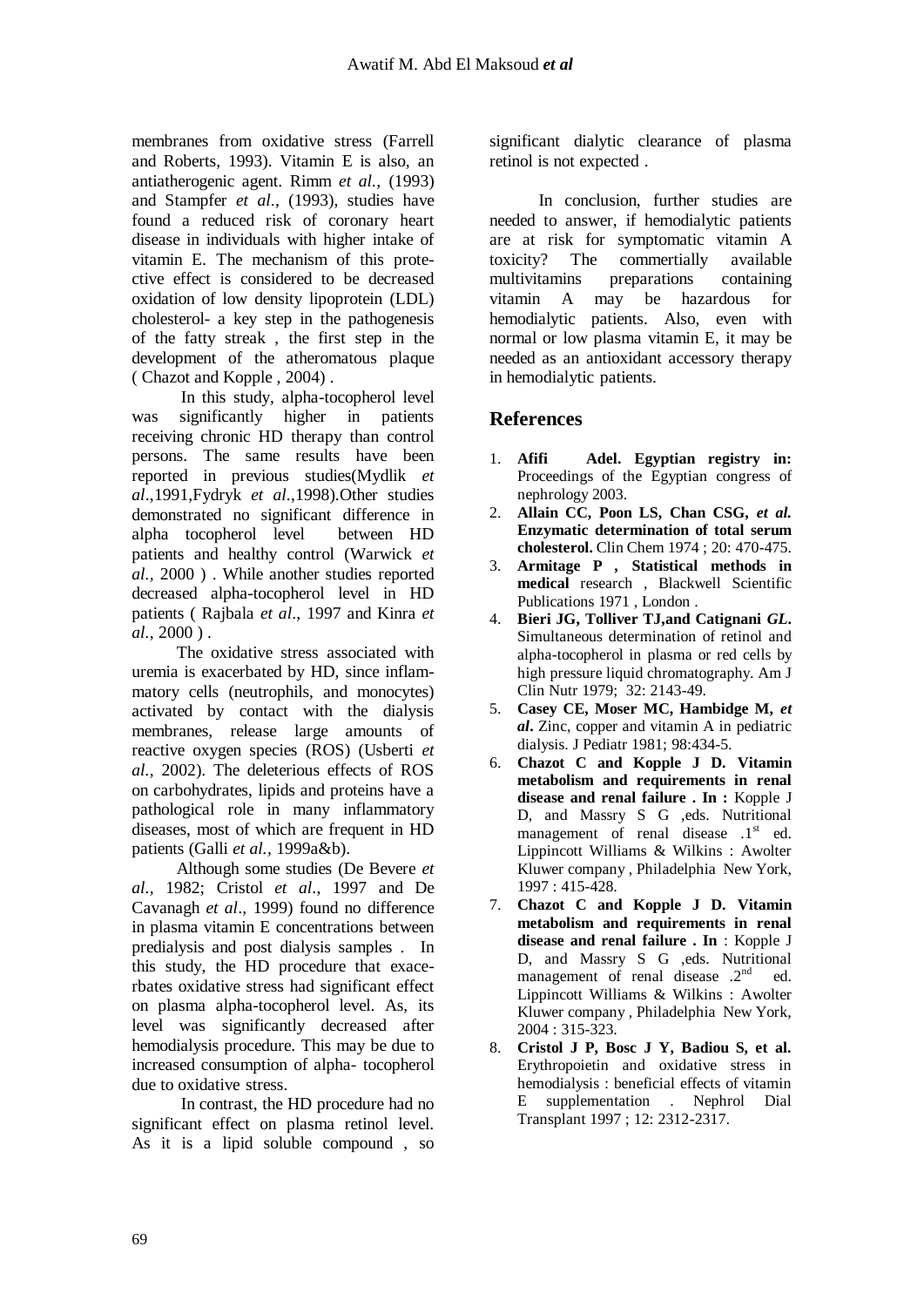membranes from oxidative stress (Farrell and Roberts, 1993). Vitamin E is also, an antiatherogenic agent. Rimm *et al.,* (1993) and Stampfer *et al*., (1993), studies have found a reduced risk of coronary heart disease in individuals with higher intake of vitamin E. The mechanism of this protective effect is considered to be decreased oxidation of low density lipoprotein (LDL) cholesterol- a key step in the pathogenesis of the fatty streak , the first step in the development of the atheromatous plaque ( Chazot and Kopple , 2004) .

In this study, alpha-tocopherol level was significantly higher in patients receiving chronic HD therapy than control persons. The same results have been reported in previous studies(Mydlik *et al*.,1991,Fydryk *et al*.,1998).Other studies demonstrated no significant difference in alpha tocopherol level between HD patients and healthy control (Warwick *et al.*, 2000 ) . While another studies reported decreased alpha-tocopherol level in HD patients ( Rajbala *et al*., 1997 and Kinra *et al.,* 2000 ) .

The oxidative stress associated with uremia is exacerbated by HD, since inflammatory cells (neutrophils, and monocytes) activated by contact with the dialysis membranes, release large amounts of reactive oxygen species (ROS) (Usberti *et al.*, 2002). The deleterious effects of ROS on carbohydrates, lipids and proteins have a pathological role in many inflammatory diseases, most of which are frequent in HD patients (Galli *et al.*, 1999a&b).

Although some studies (De Bevere *et al.*, 1982; Cristol *et al*., 1997 and De Cavanagh *et al*., 1999) found no difference in plasma vitamin E concentrations between predialysis and post dialysis samples . In this study, the HD procedure that exacerbates oxidative stress had significant effect on plasma alpha-tocopherol level. As, its level was significantly decreased after hemodialysis procedure. This may be due to increased consumption of alpha- tocopherol due to oxidative stress.

In contrast, the HD procedure had no significant effect on plasma retinol level. As it is a lipid soluble compound , so significant dialytic clearance of plasma retinol is not expected .

In conclusion, further studies are needed to answer, if hemodialytic patients are at risk for symptomatic vitamin A toxicity? The commertially available multivitamins preparations containing vitamin A may be hazardous for hemodialytic patients. Also, even with normal or low plasma vitamin E, it may be needed as an antioxidant accessory therapy in hemodialytic patients.

## References

1. **Afifi Adel. Egyptian registry in:** Proceedings of the Egyptian congress of nephrology 2003.
2. **Allain CC, Poon LS, Chan CSG,** ***et al.*** **Enzymatic determination of total serum cholesterol.** Clin Chem 1974 ; 20: 470-475.
3. **Armitage P , Statistical methods in medical** research , Blackwell Scientific Publications 1971 , London .
4. **Bieri JG, Tolliver TJ,and Catignani** ***GL***. Simultaneous determination of retinol and alpha-tocopherol in plasma or red cells by high pressure liquid chromatography. Am J Clin Nutr 1979; 32: 2143-49.
5. **Casey CE, Moser MC, Hambidge M,** ***et al***. Zinc, copper and vitamin A in pediatric dialysis. J Pediatr 1981; 98:434-5.
6. **Chazot C and Kopple J D. Vitamin metabolism and requirements in renal disease and renal failure . In :** Kopple J D, and Massry S G ,eds. Nutritional management of renal disease .1st ed. Lippincott Williams & Wilkins : Awolter Kluwer company , Philadelphia New York, 1997 : 415-428.
7. **Chazot C and Kopple J D. Vitamin metabolism and requirements in renal disease and renal failure . In** : Kopple J D, and Massry S G ,eds. Nutritional management of renal disease .2nd ed. Lippincott Williams & Wilkins : Awolter Kluwer company , Philadelphia New York, 2004 : 315-323.
8. **Cristol J P, Bosc J Y, Badiou S, et al.** Erythropoietin and oxidative stress in hemodialysis : beneficial effects of vitamin E supplementation . Nephrol Dial Transplant 1997 ; 12: 2312-2317.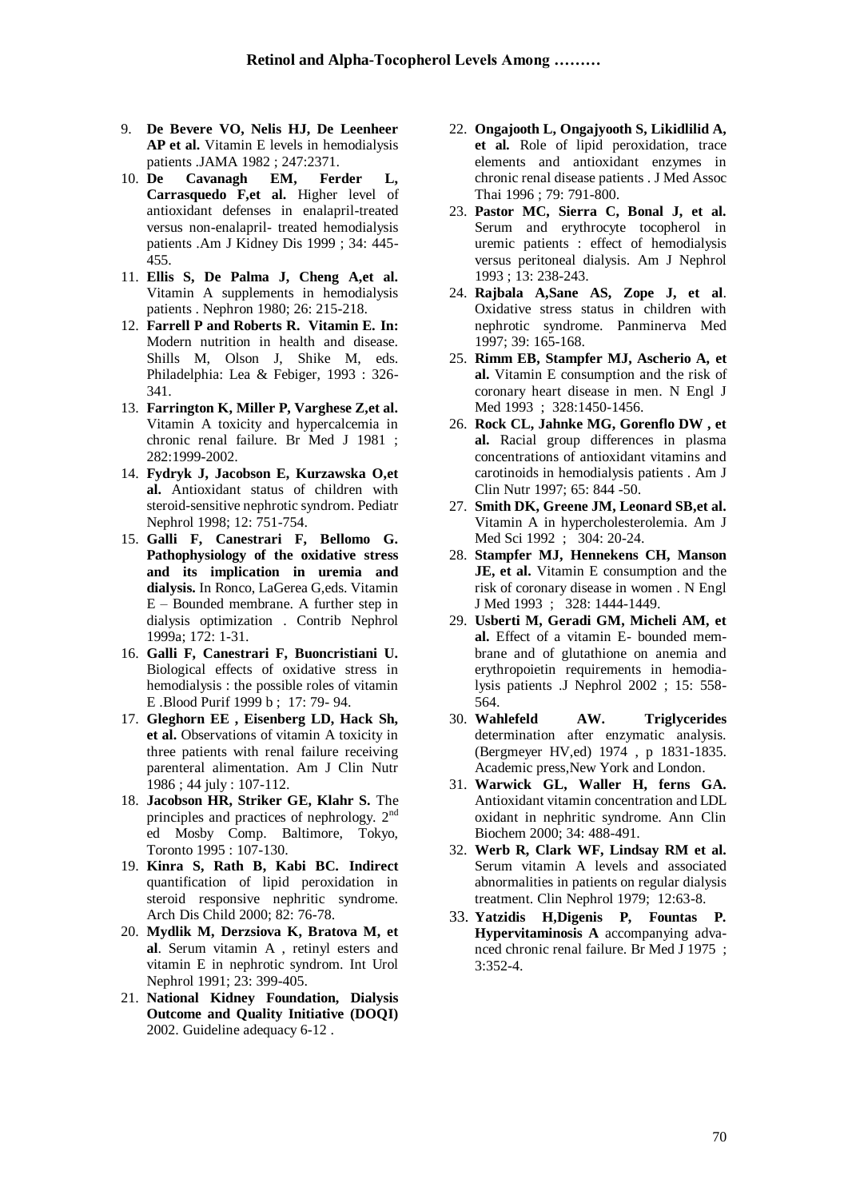9. **De Bevere VO, Nelis HJ, De Leenheer AP et al.** Vitamin E levels in hemodialysis patients .JAMA 1982 ; 247:2371.
10. **De Cavanagh EM, Ferder L, Carrasquedo F,et al.** Higher level of antioxidant defenses in enalapril-treated versus non-enalapril- treated hemodialysis patients .Am J Kidney Dis 1999 ; 34: 445-455.
11. **Ellis S, De Palma J, Cheng A,et al.** Vitamin A supplements in hemodialysis patients . Nephron 1980; 26: 215-218.
12. **Farrell P and Roberts R. Vitamin E. In:** Modern nutrition in health and disease. Shills M, Olson J, Shike M, eds. Philadelphia: Lea & Febiger, 1993 : 326-341.
13. **Farrington K, Miller P, Varghese Z,et al.** Vitamin A toxicity and hypercalcemia in chronic renal failure. Br Med J 1981 ; 282:1999-2002.
14. **Fydryk J, Jacobson E, Kurzawska O,et al.** Antioxidant status of children with steroid-sensitive nephrotic syndrom. Pediatr Nephrol 1998; 12: 751-754.
15. **Galli F, Canestrari F, Bellomo G. Pathophysiology of the oxidative stress and its implication in uremia and dialysis.** In Ronco, LaGerea G,eds. Vitamin E – Bounded membrane. A further step in dialysis optimization . Contrib Nephrol 1999a; 172: 1-31.
16. **Galli F, Canestrari F, Buoncristiani U.** Biological effects of oxidative stress in hemodialysis : the possible roles of vitamin E .Blood Purif 1999 b ; 17: 79- 94.
17. **Gleghorn EE , Eisenberg LD, Hack Sh, et al.** Observations of vitamin A toxicity in three patients with renal failure receiving parenteral alimentation. Am J Clin Nutr 1986 ; 44 july : 107-112.
18. **Jacobson HR, Striker GE, Klahr S.** The principles and practices of nephrology. 2nd ed Mosby Comp. Baltimore, Tokyo, Toronto 1995 : 107-130.
19. **Kinra S, Rath B, Kabi BC. Indirect** quantification of lipid peroxidation in steroid responsive nephritic syndrome. Arch Dis Child 2000; 82: 76-78.
20. **Mydlik M, Derzsiova K, Bratova M, et al**. Serum vitamin A , retinyl esters and vitamin E in nephrotic syndrom. Int Urol Nephrol 1991; 23: 399-405.
21. **National Kidney Foundation, Dialysis Outcome and Quality Initiative (DOQI)** 2002. Guideline adequacy 6-12 .
22. **Ongajooth L, Ongajyooth S, Likidlilid A, et al.** Role of lipid peroxidation, trace elements and antioxidant enzymes in chronic renal disease patients . J Med Assoc Thai 1996 ; 79: 791-800.
23. **Pastor MC, Sierra C, Bonal J, et al.** Serum and erythrocyte tocopherol in uremic patients : effect of hemodialysis versus peritoneal dialysis. Am J Nephrol 1993 ; 13: 238-243.
24. **Rajbala A,Sane AS, Zope J, et al**. Oxidative stress status in children with nephrotic syndrome. Panminerva Med 1997; 39: 165-168.
25. **Rimm EB, Stampfer MJ, Ascherio A, et al.** Vitamin E consumption and the risk of coronary heart disease in men. N Engl J Med 1993 ; 328:1450-1456.
26. **Rock CL, Jahnke MG, Gorenflo DW , et al.** Racial group differences in plasma concentrations of antioxidant vitamins and carotinoids in hemodialysis patients . Am J Clin Nutr 1997; 65: 844 -50.
27. **Smith DK, Greene JM, Leonard SB,et al.** Vitamin A in hypercholesterolemia. Am J Med Sci 1992 ; 304: 20-24.
28. **Stampfer MJ, Hennekens CH, Manson JE, et al.** Vitamin E consumption and the risk of coronary disease in women . N Engl J Med 1993 ; 328: 1444-1449.
29. **Usberti M, Geradi GM, Micheli AM, et al.** Effect of a vitamin E- bounded membrane and of glutathione on anemia and erythropoietin requirements in hemodialysis patients .J Nephrol 2002 ; 15: 558-564.
30. **Wahlefeld AW. Triglycerides** determination after enzymatic analysis. (Bergmeyer HV,ed) 1974 , p 1831-1835. Academic press,New York and London.
31. **Warwick GL, Waller H, ferns GA.** Antioxidant vitamin concentration and LDL oxidant in nephritic syndrome. Ann Clin Biochem 2000; 34: 488-491.
32. **Werb R, Clark WF, Lindsay RM et al.** Serum vitamin A levels and associated abnormalities in patients on regular dialysis treatment. Clin Nephrol 1979; 12:63-8.
33. **Yatzidis H,Digenis P, Fountas P. Hypervitaminosis A** accompanying advanced chronic renal failure. Br Med J 1975 ; 3:352-4.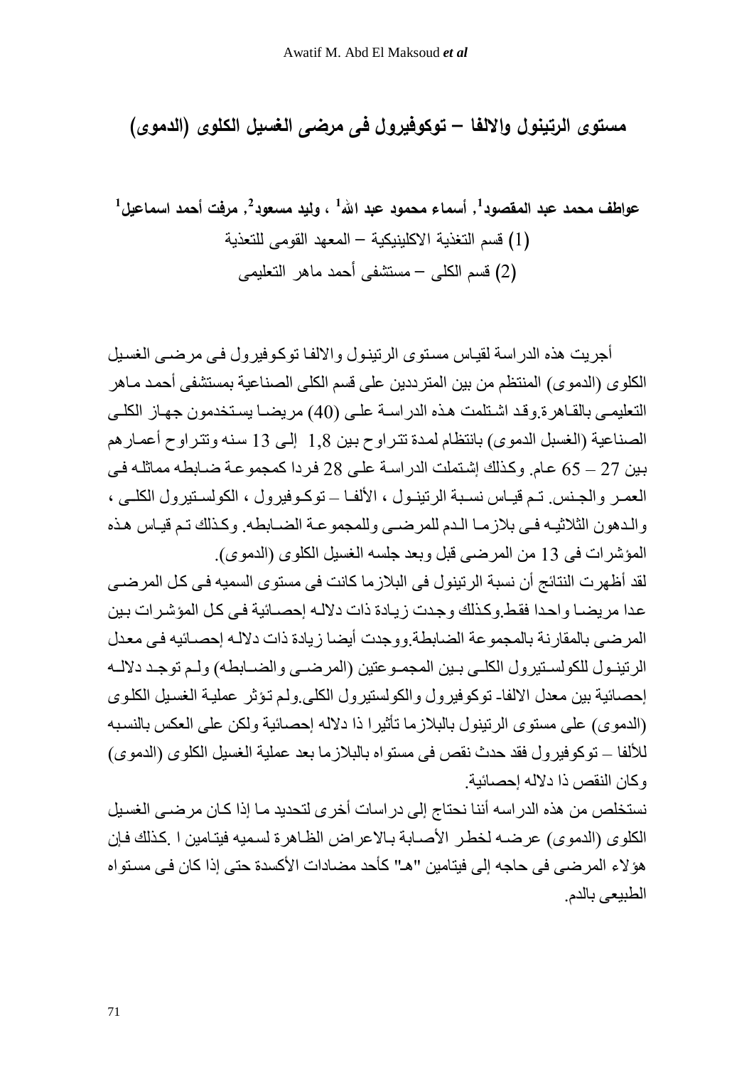# مستوى الرتينول والالفا – توكوفيرول فى مرضى الغسيل الكلوى (الدموى)

**عواطف محمد عبد المقصود[1], أسماء محمود عبد الله[1] ، وليد مسعود[2], مرفت أحمد اسماعيل[1]**

(1) قسم التغذية الاكلينيكية – المعهد القومى للتغذية

(2) قسم الكلى – مستشفى أحمد ماهر التعليمى

أجريت هذه الدراسة لقياس مستوى الرتينول والالفا توكوفيرول فى مرضى الغسيل الكلوى (الدموى) المنتظم من بين المترددين على قسم الكلى الصناعية بمستشفى أحمد ماهر التعليمى بالقاهرة.وقد اشتملت هذه الدراسة على (40) مريضا يستخدمون جهاز الكلى الصناعية (الغسيل الدموى) بانتظام لمدة تتراوح بين 1,8 إلى 13 سنه وتتراوح أعمارهم بين 27 – 65 عام. وكذلك إشتملت الدراسة على 28 فردا كمجموعة ضابطه مماثله فى العمر والجنس. تم قياس نسبة الرتينول ، الألفا – توكوفيرول ، الكولستيرول الكلى ، والدهون الثلاثيه فى بلازما الدم للمرضى وللمجموعة الضابطه. وكذلك تم قياس هذه المؤشرات فى 13 من المرضى قبل وبعد جلسه الغسيل الكلوى (الدموى).

لقد أظهرت النتائج أن نسبة الرتينول فى البلازما كانت فى مستوى السميه فى كل المرضى عدا مريضا واحدا فقط.وكذلك وجدت زيادة ذات دلاله إحصائية فى كل المؤشرات بين المرضى بالمقارنة بالمجموعة الضابطة.ووجدت أيضا زيادة ذات دلاله إحصائيه فى معدل الرتينول للكولستيرول الكلى بين المجموعتين (المرضى والضابطه) ولم توجد دلاله إحصائية بين معدل الالفا- توكوفيرول والكولستيرول الكلى.ولم تؤثر عملية الغسيل الكلوى (الدموى) على مستوى الرتينول بالبلازما تأثيرا ذا دلاله إحصائية ولكن على العكس بالنسبه للألفا – توكوفيرول فقد حدث نقص فى مستواه بالبلازما بعد عملية الغسيل الكلوى (الدموى) وكان النقص ذا دلاله إحصائية.

نستخلص من هذه الدراسه أننا نحتاج إلى دراسات أخرى لتحديد ما إذا كان مرضى الغسيل الكلوى (الدموى) عرضه لخطر الأصابة بالاعراض الظاهرة لسميه فيتامين ا .كذلك فإن هؤلاء المرضى فى حاجه إلى فيتامين "هـ" كأحد مضادات الأكسدة حتى إذا كان فى مستواه الطبيعى بالدم.